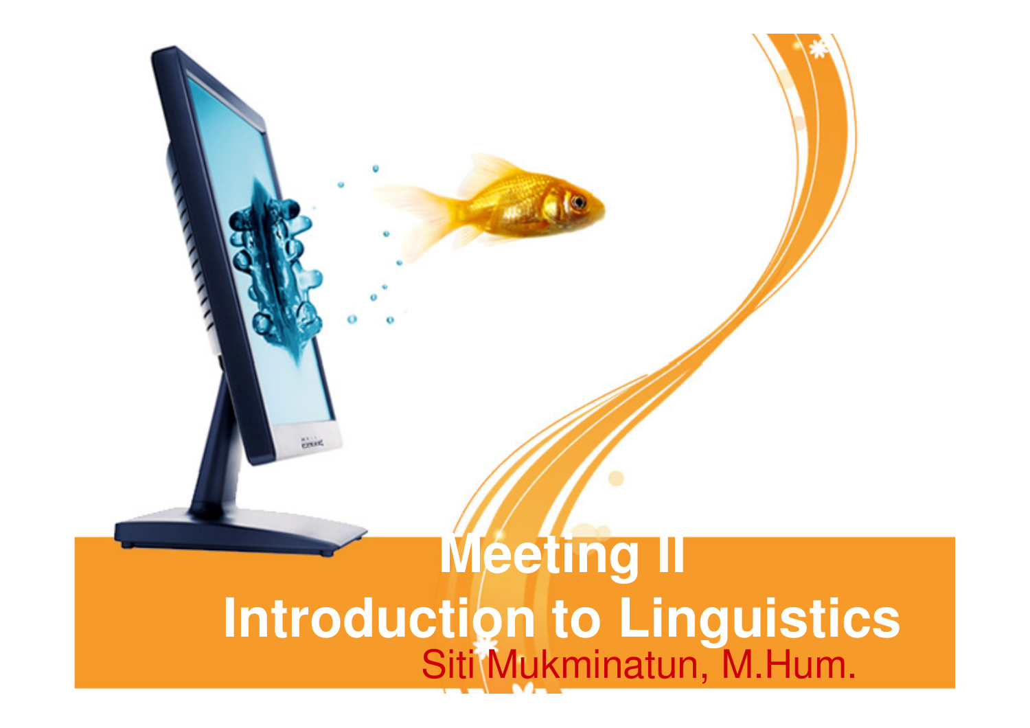# Meeting II
# Introduction to Linguistics

Siti Mukminatun, M.Hum.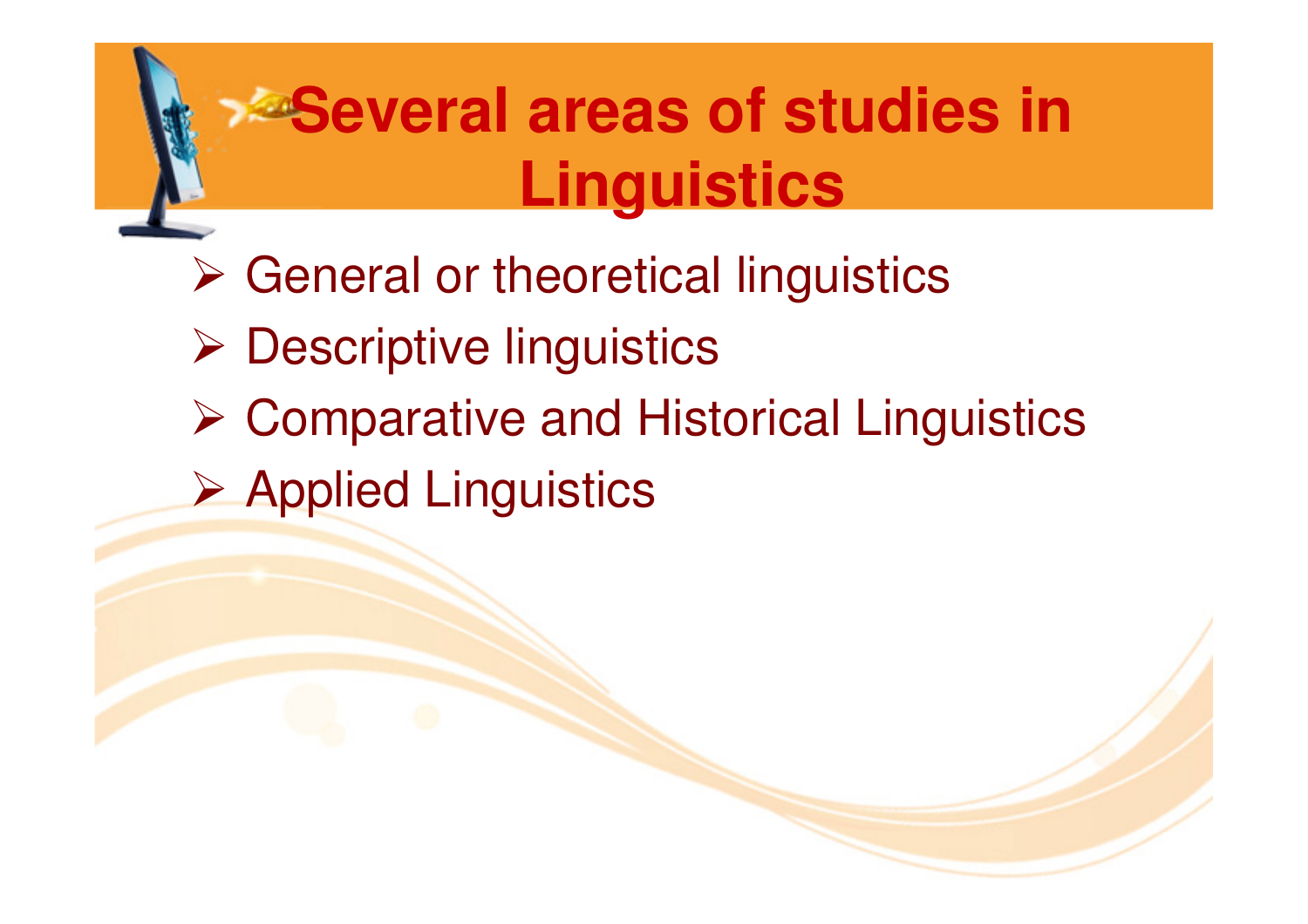# Several areas of studies in Linguistics

- General or theoretical linguistics
- Descriptive linguistics
- Comparative and Historical Linguistics
- Applied Linguistics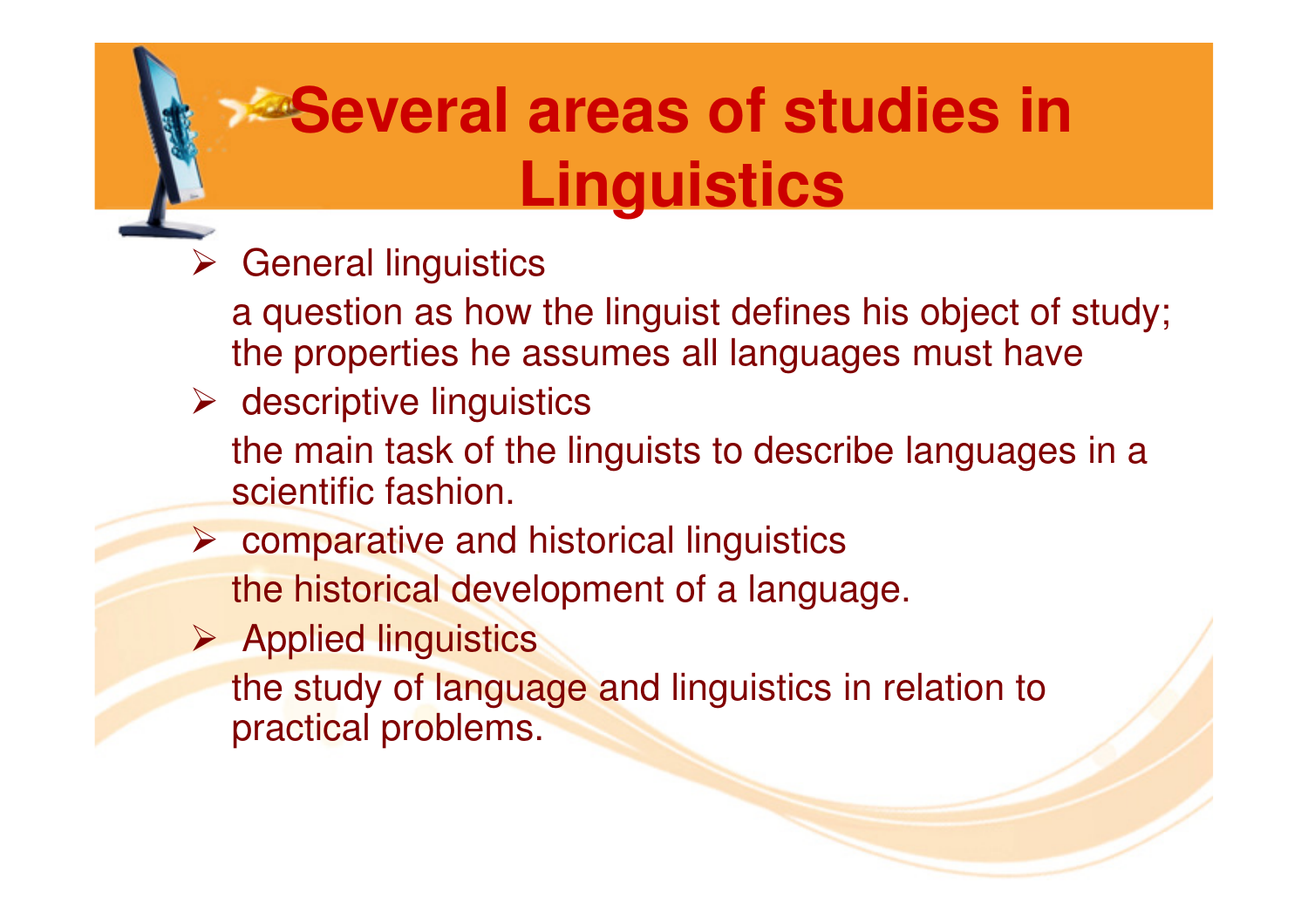# Several areas of studies in Linguistics

- General linguistics

  a question as how the linguist defines his object of study; the properties he assumes all languages must have

- descriptive linguistics

  the main task of the linguists to describe languages in a scientific fashion.

- comparative and historical linguistics

  the historical development of a language.

- Applied linguistics

  the study of language and linguistics in relation to practical problems.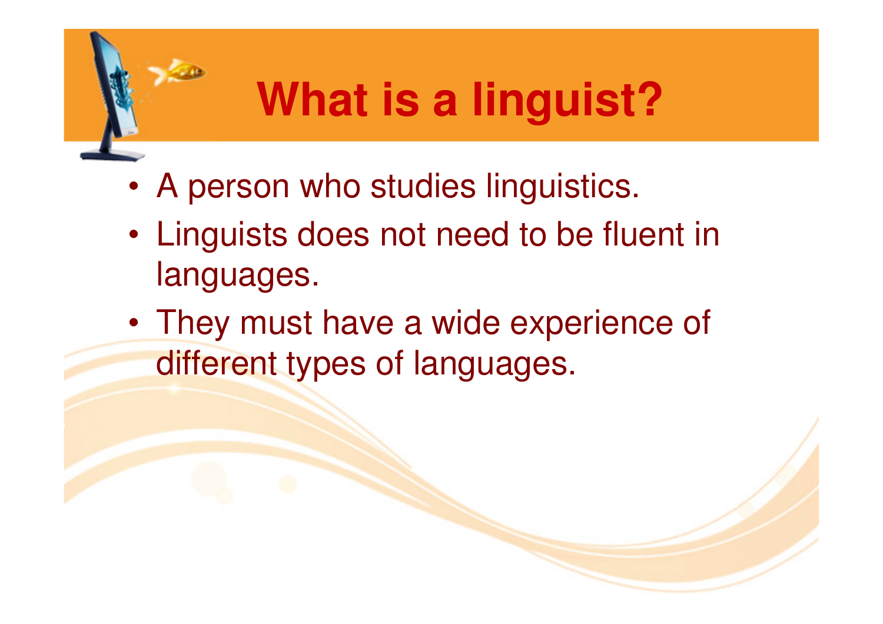# What is a linguist?

- A person who studies linguistics.
- Linguists does not need to be fluent in languages.
- They must have a wide experience of different types of languages.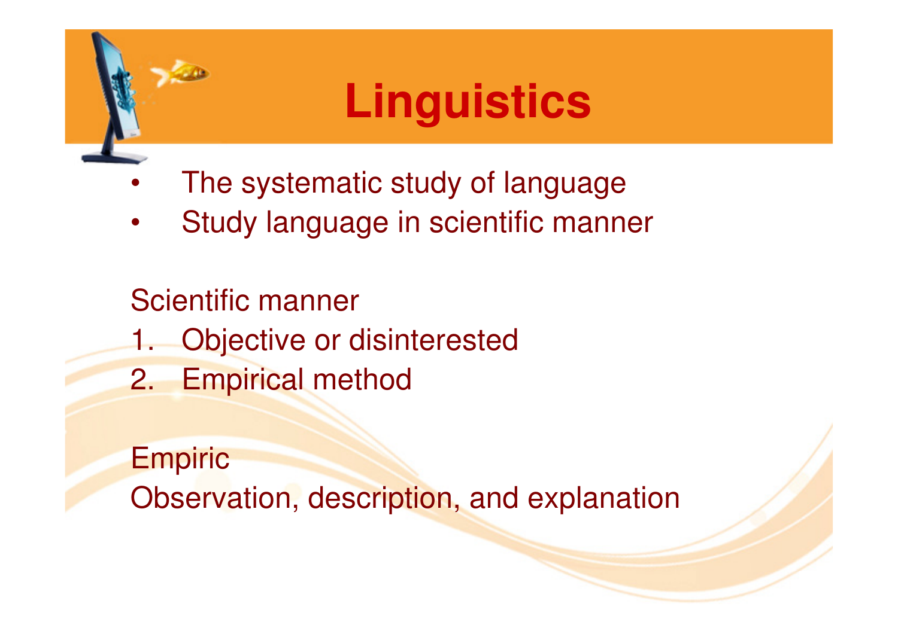# Linguistics

- The systematic study of language
- Study language in scientific manner

Scientific manner

1. Objective or disinterested
2. Empirical method

Empiric

Observation, description, and explanation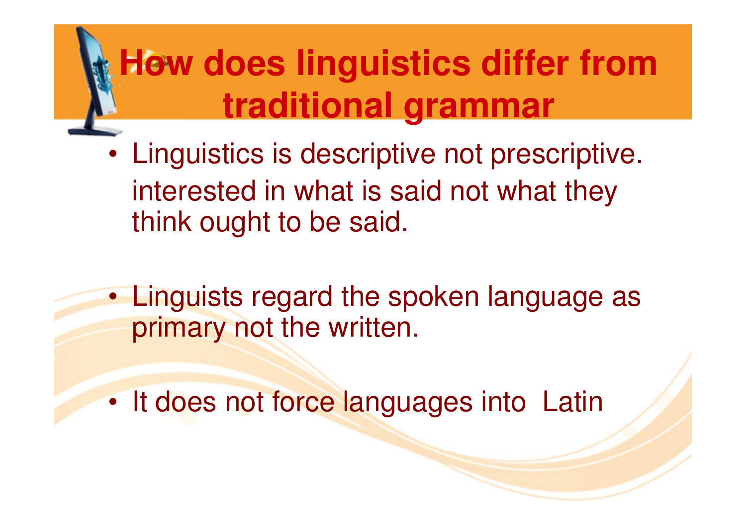# How does linguistics differ from traditional grammar

- Linguistics is descriptive not prescriptive. interested in what is said not what they think ought to be said.

- Linguists regard the spoken language as primary not the written.

- It does not force languages into Latin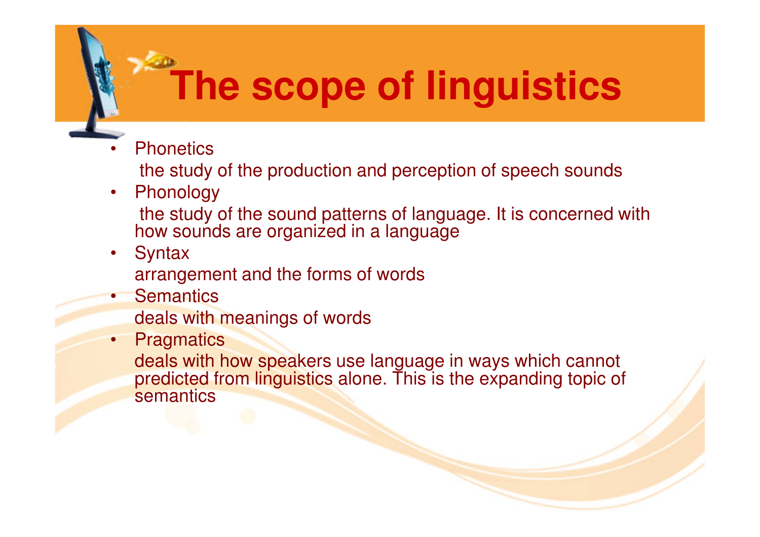# The scope of linguistics

- Phonetics
  the study of the production and perception of speech sounds
- Phonology
  the study of the sound patterns of language. It is concerned with how sounds are organized in a language
- Syntax
  arrangement and the forms of words
- Semantics
  deals with meanings of words
- Pragmatics
  deals with how speakers use language in ways which cannot predicted from linguistics alone. This is the expanding topic of semantics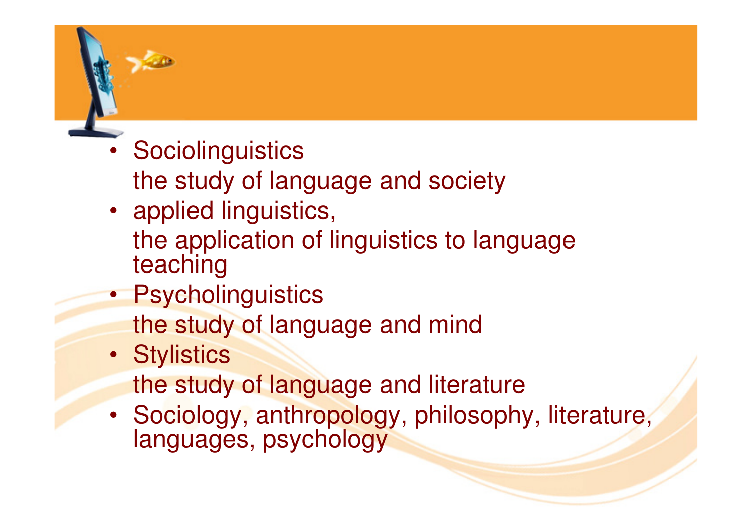- Sociolinguistics
  the study of language and society
- applied linguistics,
  the application of linguistics to language teaching
- Psycholinguistics
  the study of language and mind
- Stylistics
  the study of language and literature
- Sociology, anthropology, philosophy, literature, languages, psychology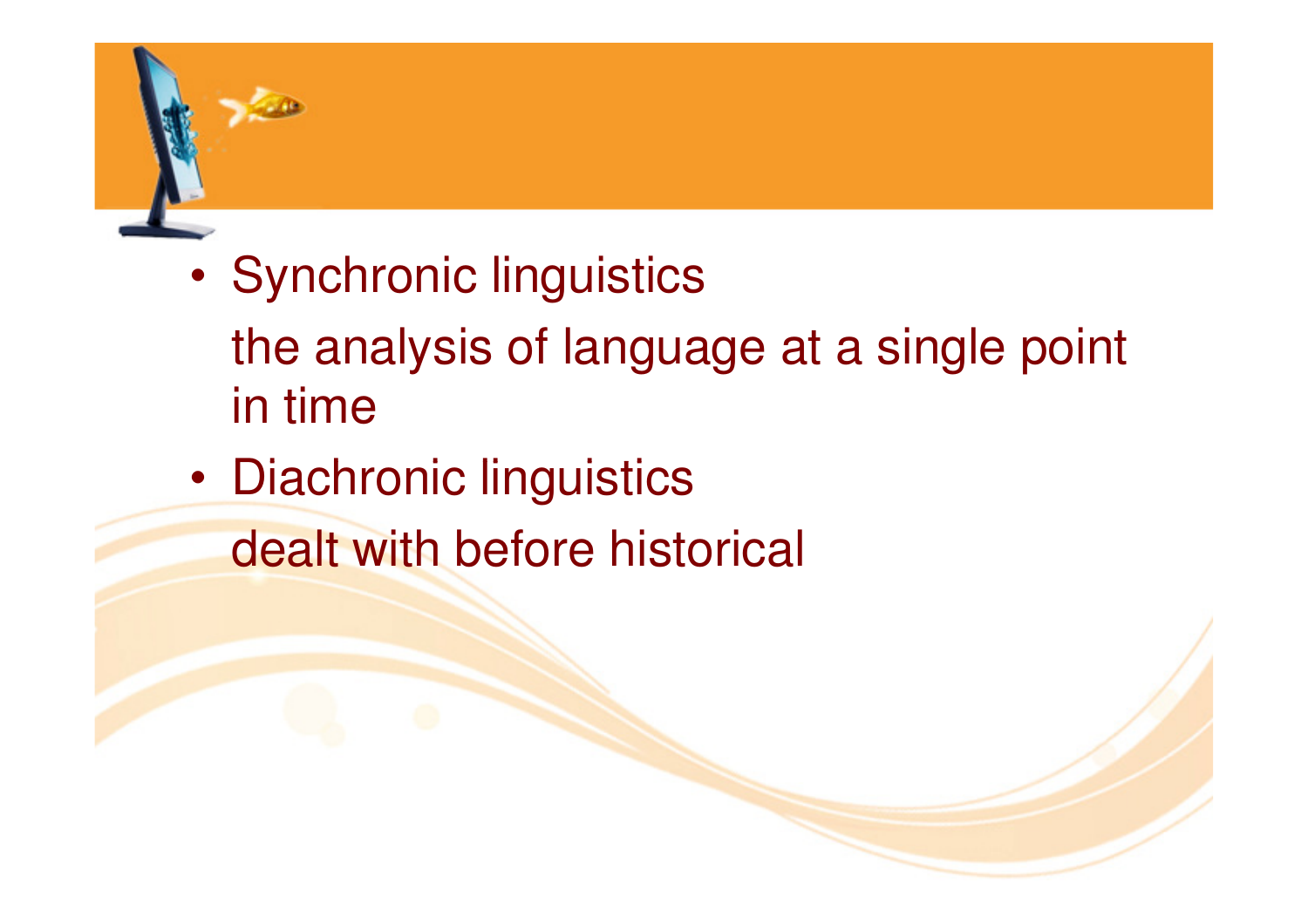- Synchronic linguistics

  the analysis of language at a single point in time

- Diachronic linguistics

  dealt with before historical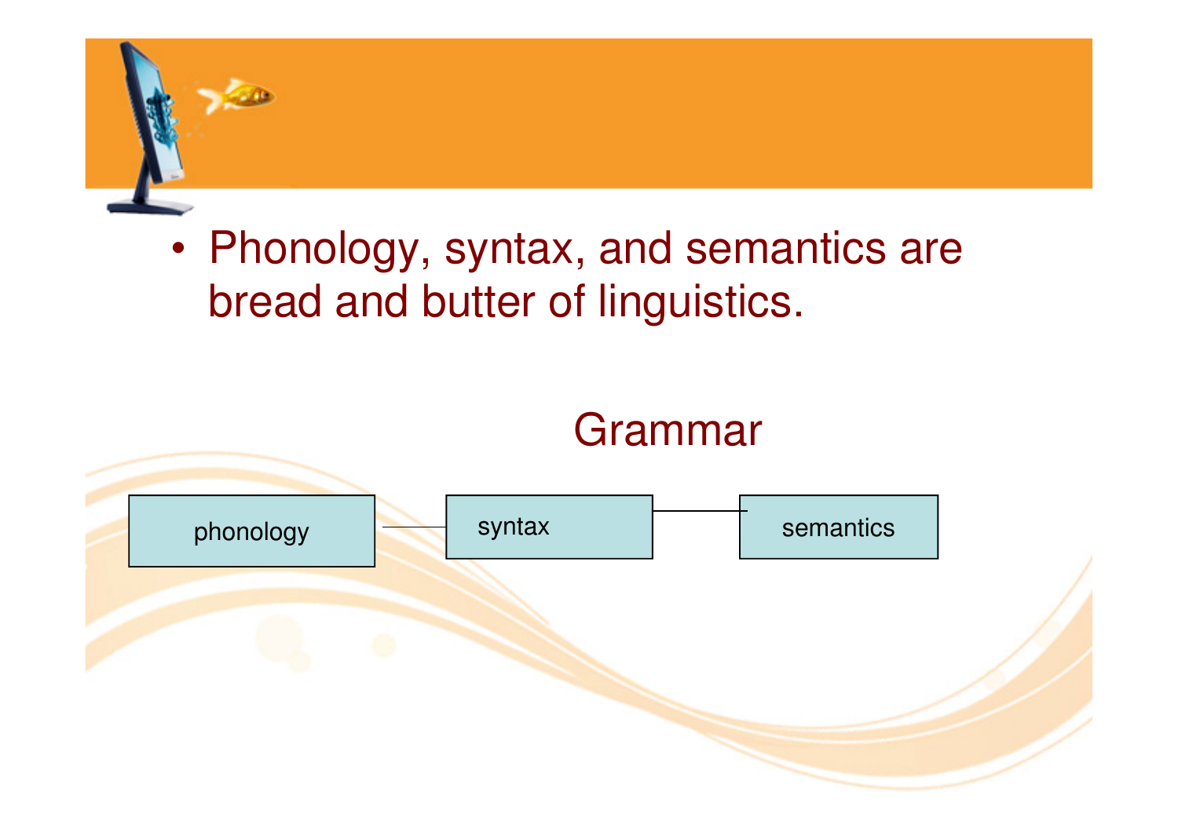- Phonology, syntax, and semantics are bread and butter of linguistics.

Grammar

phonology — syntax — semantics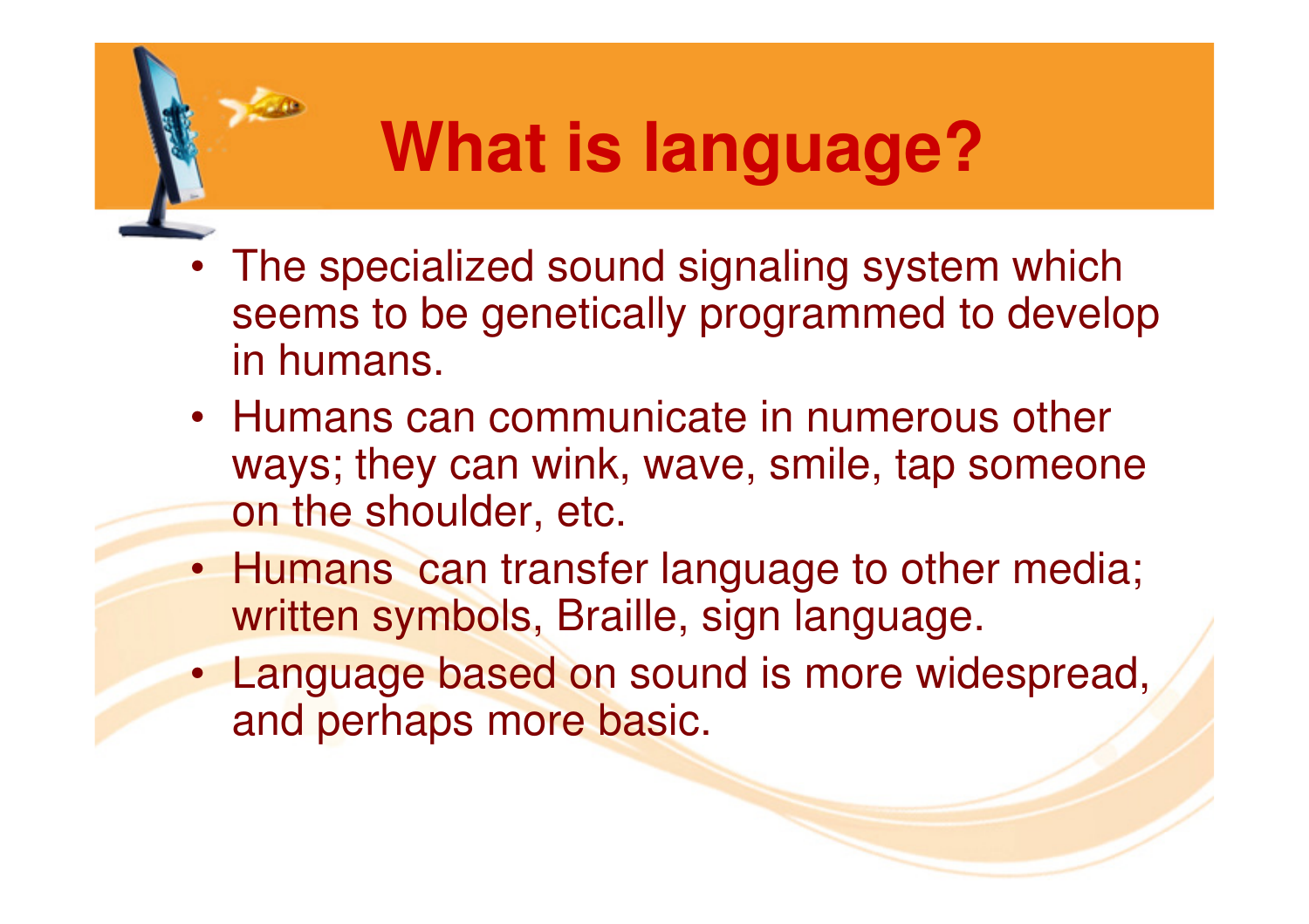# What is language?

- The specialized sound signaling system which seems to be genetically programmed to develop in humans.
- Humans can communicate in numerous other ways; they can wink, wave, smile, tap someone on the shoulder, etc.
- Humans can transfer language to other media; written symbols, Braille, sign language.
- Language based on sound is more widespread, and perhaps more basic.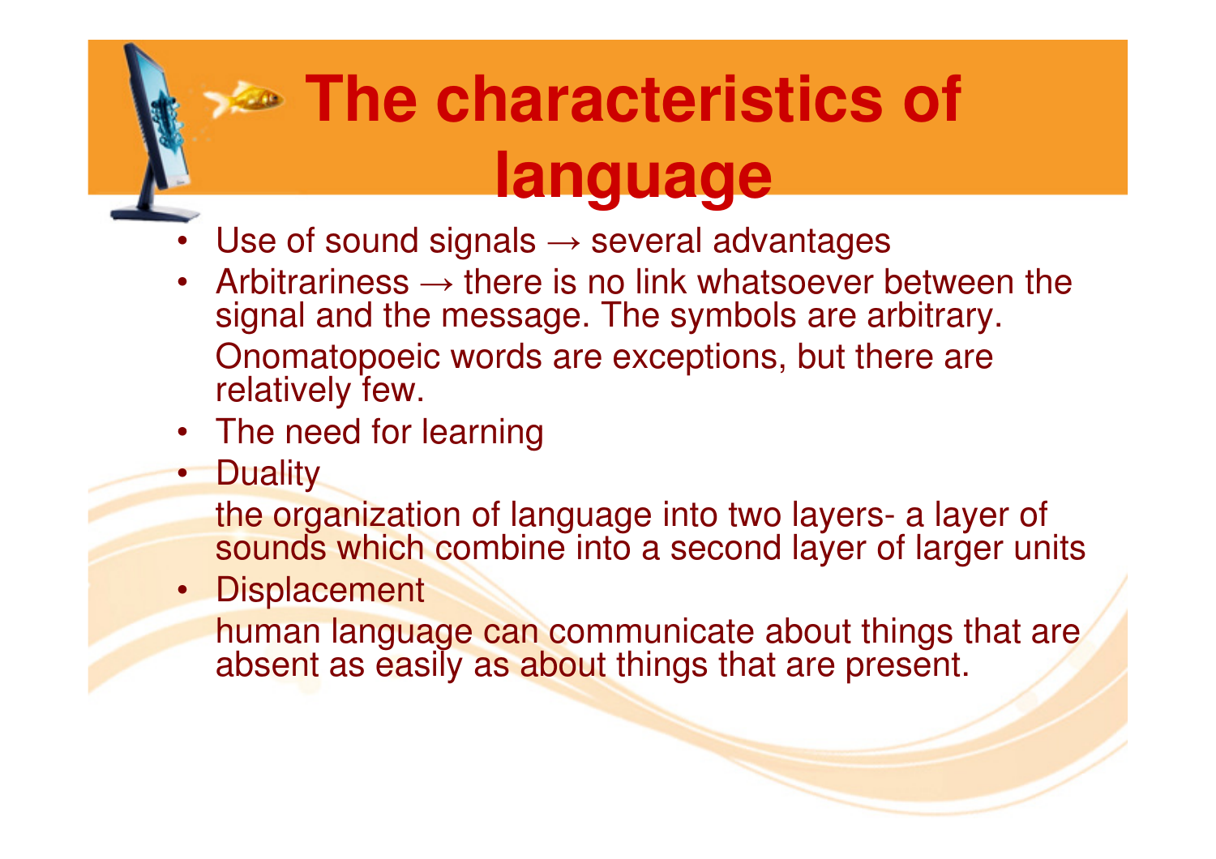# The characteristics of language

- Use of sound signals → several advantages
- Arbitrariness → there is no link whatsoever between the signal and the message. The symbols are arbitrary. Onomatopoeic words are exceptions, but there are relatively few.
- The need for learning
- Duality

  the organization of language into two layers- a layer of sounds which combine into a second layer of larger units
- Displacement

  human language can communicate about things that are absent as easily as about things that are present.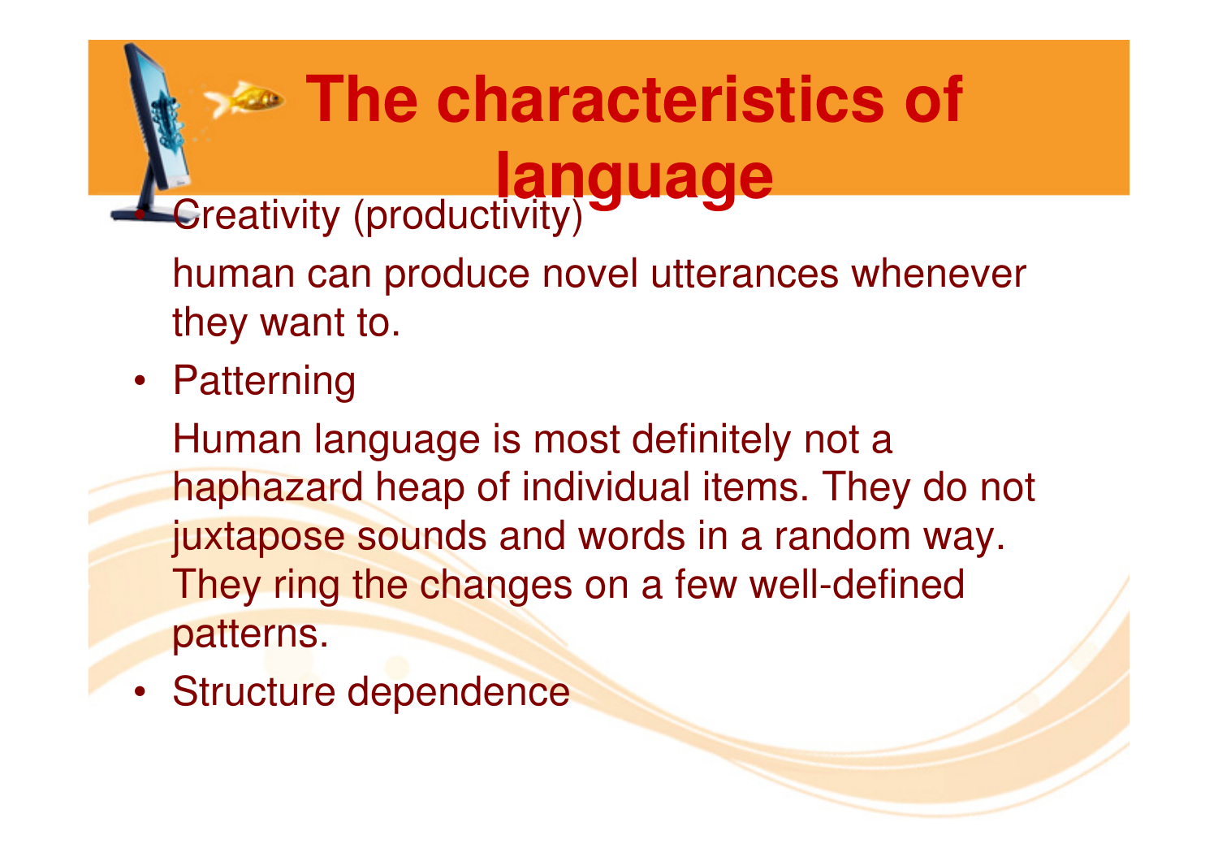# The characteristics of language

- Creativity (productivity)

  human can produce novel utterances whenever they want to.

- Patterning

  Human language is most definitely not a haphazard heap of individual items. They do not juxtapose sounds and words in a random way. They ring the changes on a few well-defined patterns.

- Structure dependence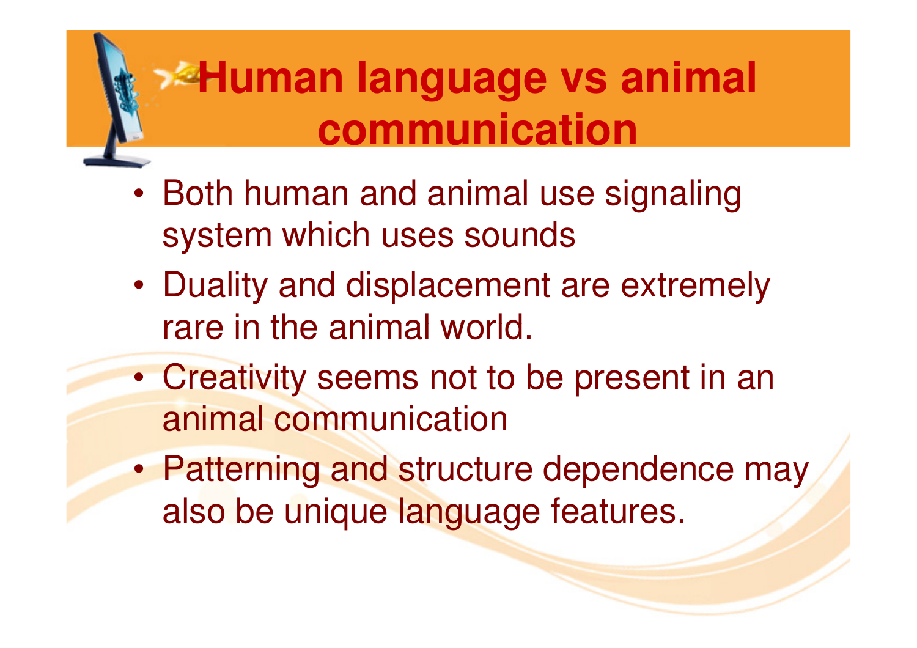# Human language vs animal communication

- Both human and animal use signaling system which uses sounds
- Duality and displacement are extremely rare in the animal world.
- Creativity seems not to be present in an animal communication
- Patterning and structure dependence may also be unique language features.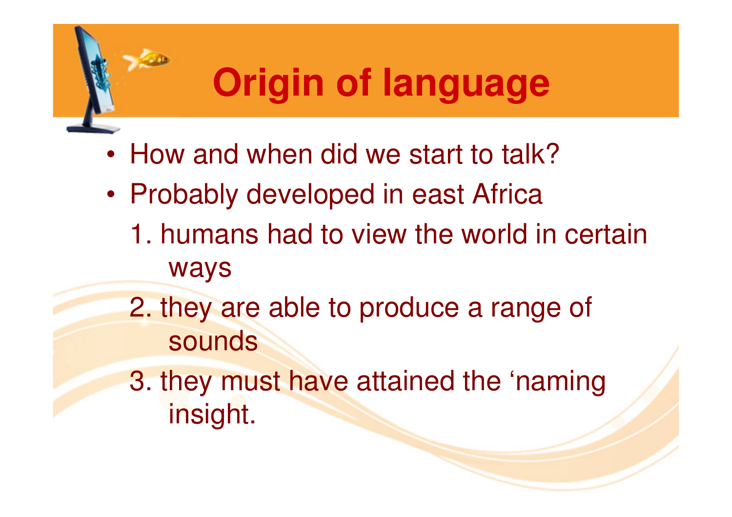# Origin of language

- How and when did we start to talk?
- Probably developed in east Africa

  1. humans had to view the world in certain ways
  2. they are able to produce a range of sounds
  3. they must have attained the ‘naming insight.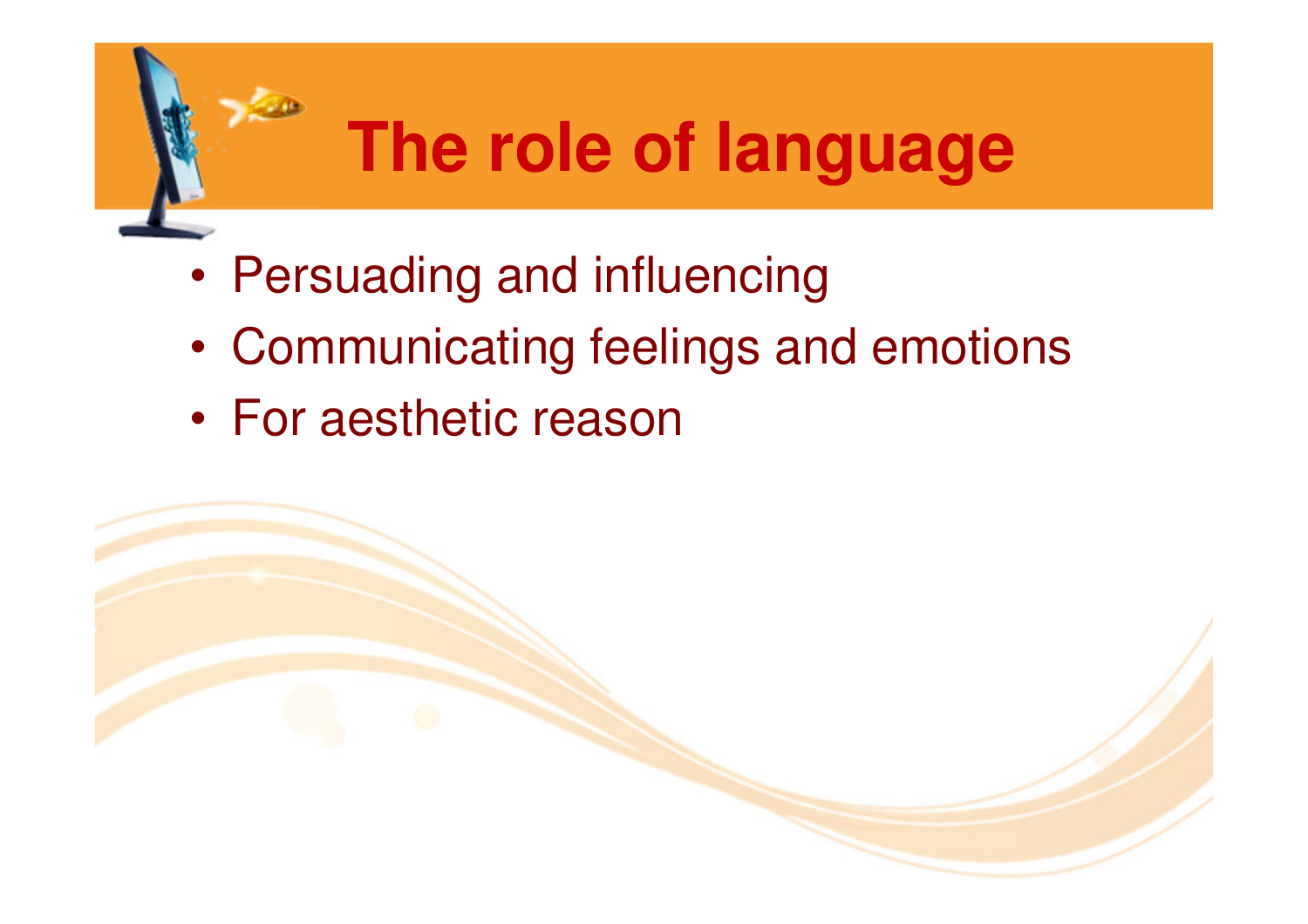# The role of language

- Persuading and influencing
- Communicating feelings and emotions
- For aesthetic reason